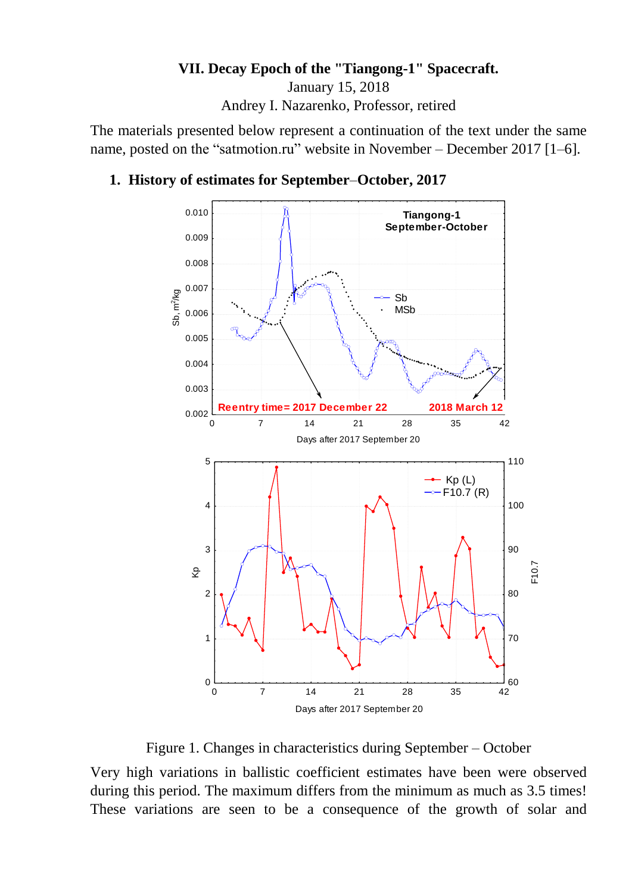# VII. Decay Epoch of the "Tiangong-1" Spacecraft.

January 15, 2018

Andrey I. Nazarenko, Professor, retired

The materials presented below represent a continuation of the text under the same name, posted on the "satmotion.ru" website in November – December 2017 [1–6].

## 1. History of estimates for September–October, 2017

Figure 1. Changes in characteristics during September – October

Very high variations in ballistic coefficient estimates have been were observed during this period. The maximum differs from the minimum as much as 3.5 times! These variations are seen to be a consequence of the growth of solar and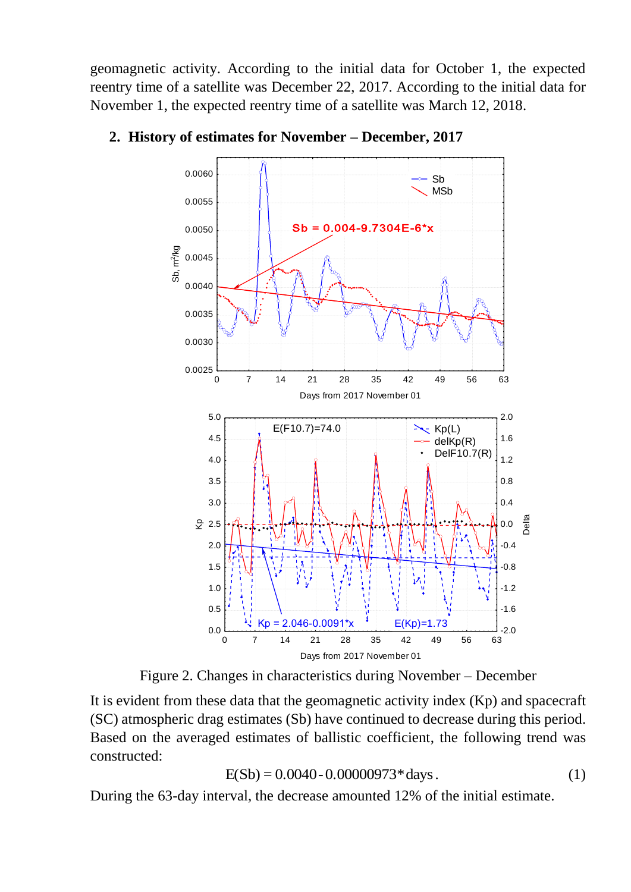geomagnetic activity. According to the initial data for October 1, the expected reentry time of a satellite was December 22, 2017. According to the initial data for November 1, the expected reentry time of a satellite was March 12, 2018.

## 2. History of estimates for November – December, 2017

Figure 2. Changes in characteristics during November – December

It is evident from these data that the geomagnetic activity index (Kp) and spacecraft (SC) atmospheric drag estimates (Sb) have continued to decrease during this period. Based on the averaged estimates of ballistic coefficient, the following trend was constructed:

$$E(Sb) = 0.0040 - 0.00000973 * days. \quad (1)$$

During the 63-day interval, the decrease amounted 12% of the initial estimate.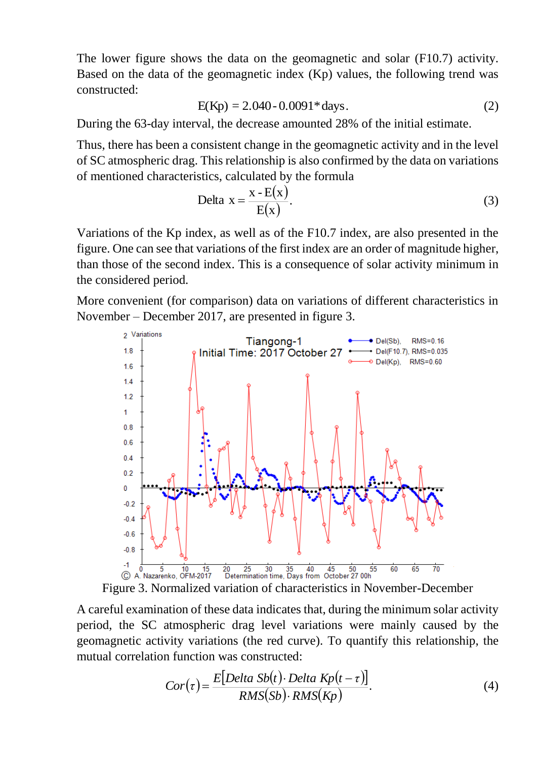The lower figure shows the data on the geomagnetic and solar (F10.7) activity. Based on the data of the geomagnetic index (Kp) values, the following trend was constructed:

$$E(Kp) = 2.040 - 0.0091 * \text{days}. \tag{2}$$

During the 63-day interval, the decrease amounted 28% of the initial estimate.

Thus, there has been a consistent change in the geomagnetic activity and in the level of SC atmospheric drag. This relationship is also confirmed by the data on variations of mentioned characteristics, calculated by the formula

$$\text{Delta } x = \frac{x - E(x)}{E(x)}. \tag{3}$$

Variations of the Kp index, as well as of the F10.7 index, are also presented in the figure. One can see that variations of the first index are an order of magnitude higher, than those of the second index. This is a consequence of solar activity minimum in the considered period.

More convenient (for comparison) data on variations of different characteristics in November – December 2017, are presented in figure 3.

Figure 3. Normalized variation of characteristics in November-December

A careful examination of these data indicates that, during the minimum solar activity period, the SC atmospheric drag level variations were mainly caused by the geomagnetic activity variations (the red curve). To quantify this relationship, the mutual correlation function was constructed:

$$Cor(\tau) = \frac{E[Delta\ Sb(t) \cdot Delta\ Kp(t - \tau)]}{RMS(Sb) \cdot RMS(Kp)}. \tag{4}$$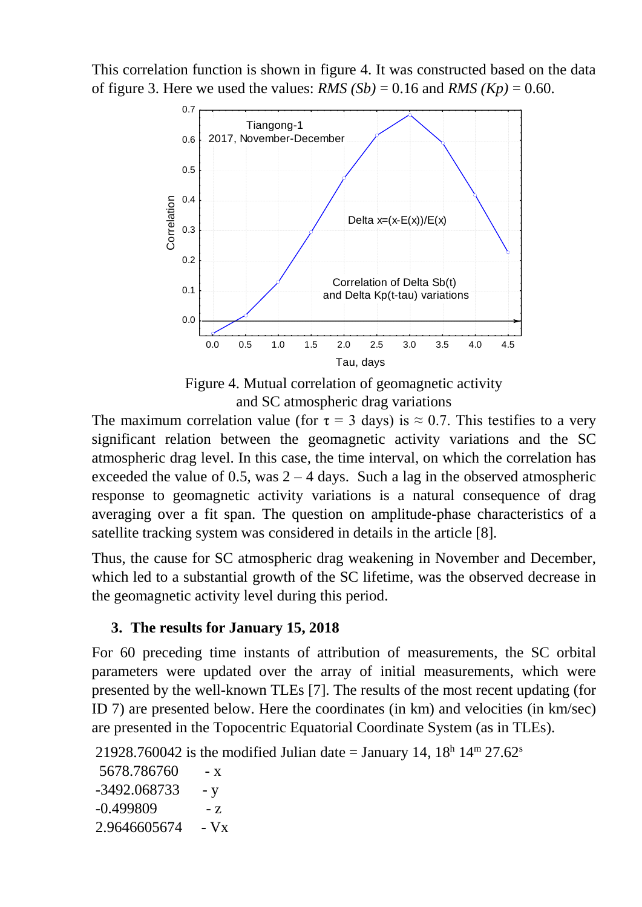This correlation function is shown in figure 4. It was constructed based on the data of figure 3. Here we used the values: *RMS (Sb)* = 0.16 and *RMS (Kp)* = 0.60.

Figure 4. Mutual correlation of geomagnetic activity and SC atmospheric drag variations

The maximum correlation value (for $\tau$ = 3 days) is ≈ 0.7. This testifies to a very significant relation between the geomagnetic activity variations and the SC atmospheric drag level. In this case, the time interval, on which the correlation has exceeded the value of 0.5, was 2 – 4 days. Such a lag in the observed atmospheric response to geomagnetic activity variations is a natural consequence of drag averaging over a fit span. The question on amplitude-phase characteristics of a satellite tracking system was considered in details in the article [8].

Thus, the cause for SC atmospheric drag weakening in November and December, which led to a substantial growth of the SC lifetime, was the observed decrease in the geomagnetic activity level during this period.

### 3. The results for January 15, 2018

For 60 preceding time instants of attribution of measurements, the SC orbital parameters were updated over the array of initial measurements, which were presented by the well-known TLEs [7]. The results of the most recent updating (for ID 7) are presented below. Here the coordinates (in km) and velocities (in km/sec) are presented in the Topocentric Equatorial Coordinate System (as in TLEs).

21928.760042 is the modified Julian date = January 14, $18^h\ 14^m\ 27.62^s$

5678.786760 - x

-3492.068733 - y

-0.499809 - z

2.9646605674 - Vx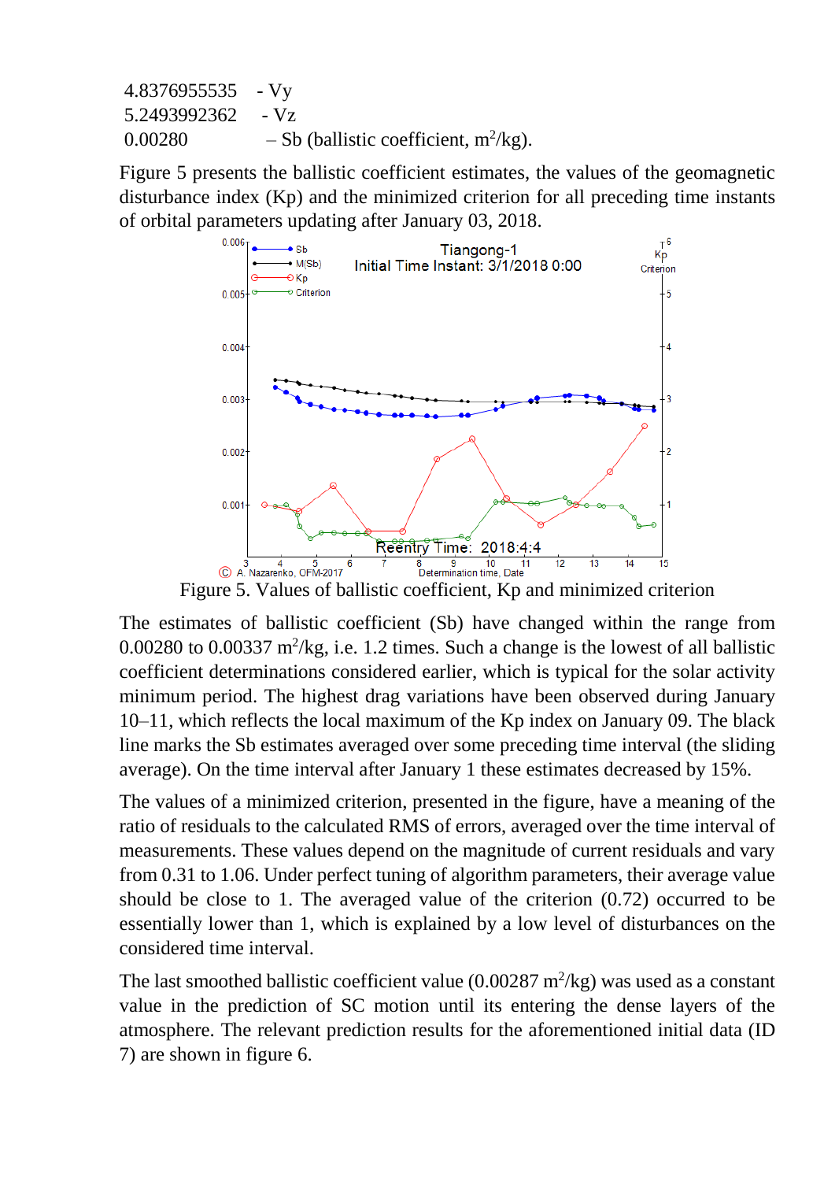4.8376955535 - Vy
5.2493992362 - Vz
0.00280 – Sb (ballistic coefficient, $m^2/kg$).

Figure 5 presents the ballistic coefficient estimates, the values of the geomagnetic disturbance index (Kp) and the minimized criterion for all preceding time instants of orbital parameters updating after January 03, 2018.

Figure 5. Values of ballistic coefficient, Kp and minimized criterion

The estimates of ballistic coefficient (Sb) have changed within the range from 0.00280 to 0.00337 $m^2/kg$, i.e. 1.2 times. Such a change is the lowest of all ballistic coefficient determinations considered earlier, which is typical for the solar activity minimum period. The highest drag variations have been observed during January 10–11, which reflects the local maximum of the Kp index on January 09. The black line marks the Sb estimates averaged over some preceding time interval (the sliding average). On the time interval after January 1 these estimates decreased by 15%.

The values of a minimized criterion, presented in the figure, have a meaning of the ratio of residuals to the calculated RMS of errors, averaged over the time interval of measurements. These values depend on the magnitude of current residuals and vary from 0.31 to 1.06. Under perfect tuning of algorithm parameters, their average value should be close to 1. The averaged value of the criterion (0.72) occurred to be essentially lower than 1, which is explained by a low level of disturbances on the considered time interval.

The last smoothed ballistic coefficient value (0.00287 $m^2/kg$) was used as a constant value in the prediction of SC motion until its entering the dense layers of the atmosphere. The relevant prediction results for the aforementioned initial data (ID 7) are shown in figure 6.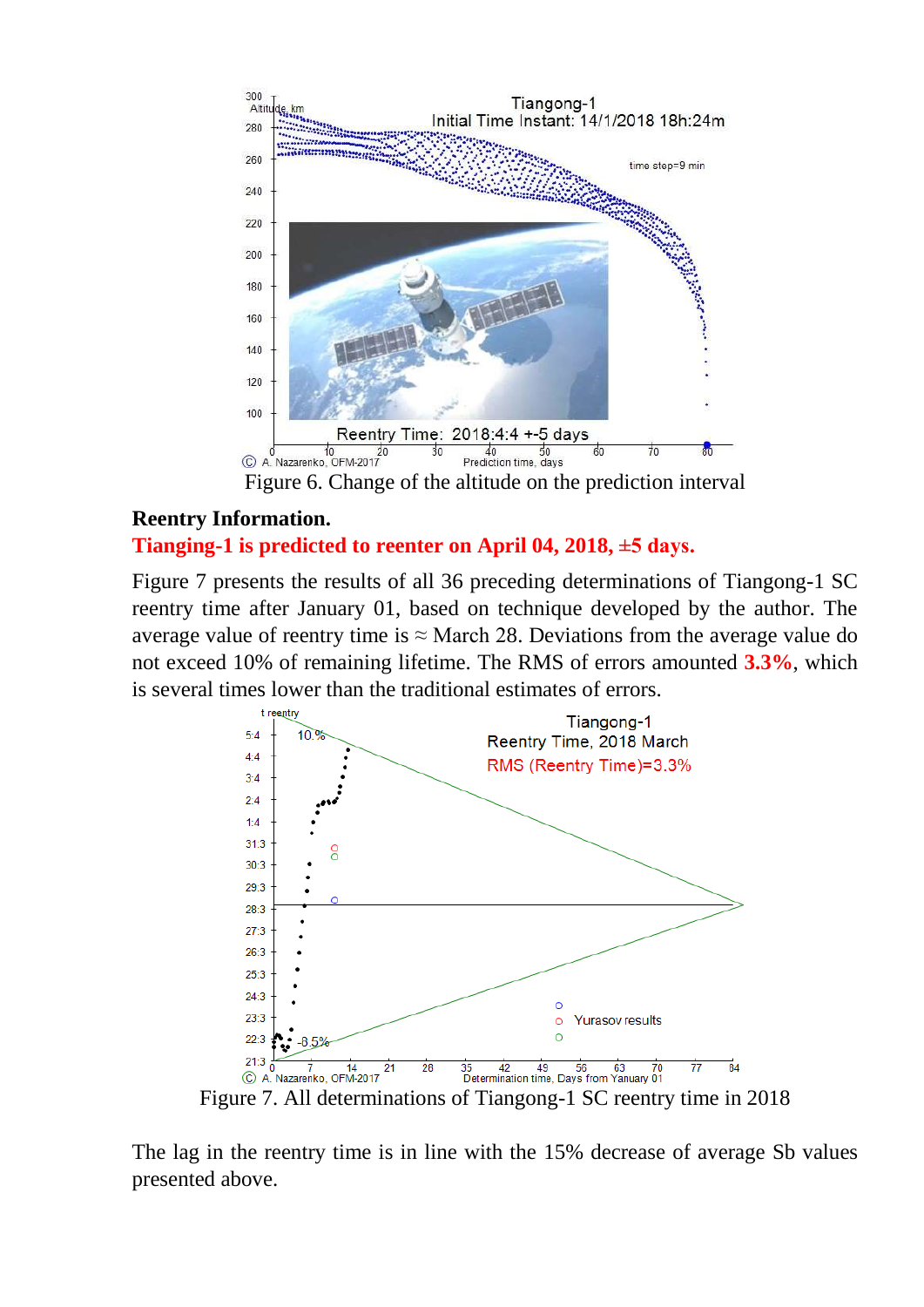Figure 6. Change of the altitude on the prediction interval

**Reentry Information.**

**Tianging-1 is predicted to reenter on April 04, 2018, ±5 days.**

Figure 7 presents the results of all 36 preceding determinations of Tiangong-1 SC reentry time after January 01, based on technique developed by the author. The average value of reentry time is ≈ March 28. Deviations from the average value do not exceed 10% of remaining lifetime. The RMS of errors amounted **3.3%**, which is several times lower than the traditional estimates of errors.

Figure 7. All determinations of Tiangong-1 SC reentry time in 2018

The lag in the reentry time is in line with the 15% decrease of average Sb values presented above.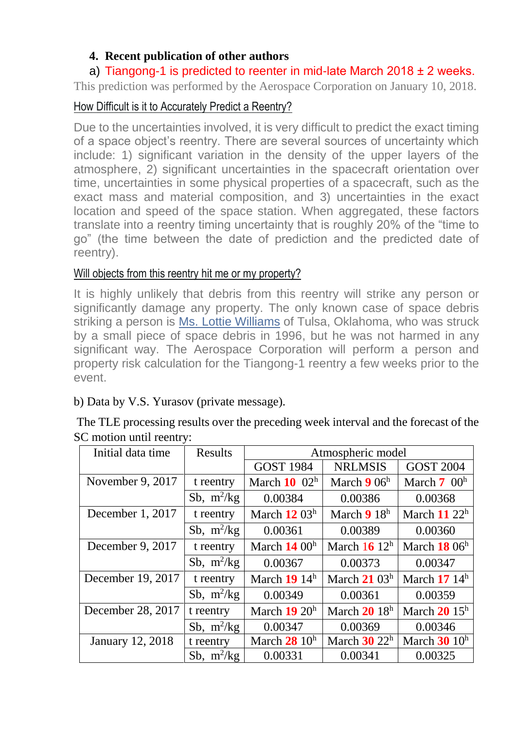## 4. Recent publication of other authors

a) Tiangong-1 is predicted to reenter in mid-late March 2018 ± 2 weeks.

This prediction was performed by the Aerospace Corporation on January 10, 2018.

How Difficult is it to Accurately Predict a Reentry?

Due to the uncertainties involved, it is very difficult to predict the exact timing of a space object's reentry. There are several sources of uncertainty which include: 1) significant variation in the density of the upper layers of the atmosphere, 2) significant uncertainties in the spacecraft orientation over time, uncertainties in some physical properties of a spacecraft, such as the exact mass and material composition, and 3) uncertainties in the exact location and speed of the space station. When aggregated, these factors translate into a reentry timing uncertainty that is roughly 20% of the "time to go" (the time between the date of prediction and the predicted date of reentry).

Will objects from this reentry hit me or my property?

It is highly unlikely that debris from this reentry will strike any person or significantly damage any property. The only known case of space debris striking a person is Ms. Lottie Williams of Tulsa, Oklahoma, who was struck by a small piece of space debris in 1996, but he was not harmed in any significant way. The Aerospace Corporation will perform a person and property risk calculation for the Tiangong-1 reentry a few weeks prior to the event.

b) Data by V.S. Yurasov (private message).

The TLE processing results over the preceding week interval and the forecast of the SC motion until reentry:

| Initial data time | Results | Atmospheric model | | |
|---|---|---|---|---|
| | | GOST 1984 | NRLMSIS | GOST 2004 |
| November 9, 2017 | t reentry | March **10** $02^h$ | March **9** $06^h$ | March **7** $00^h$ |
| | Sb, $m^2/kg$ | 0.00384 | 0.00386 | 0.00368 |
| December 1, 2017 | t reentry | March **12** $03^h$ | March **9** $18^h$ | March **11** $22^h$ |
| | Sb, $m^2/kg$ | 0.00361 | 0.00389 | 0.00360 |
| December 9, 2017 | t reentry | March **14** $00^h$ | March 16 $12^h$ | March **18** $06^h$ |
| | Sb, $m^2/kg$ | 0.00367 | 0.00373 | 0.00347 |
| December 19, 2017 | t reentry | March **19** $14^h$ | March **21** $03^h$ | March **17** $14^h$ |
| | Sb, $m^2/kg$ | 0.00349 | 0.00361 | 0.00359 |
| December 28, 2017 | t reentry | March **19** $20^h$ | March **20** $18^h$ | March **20** $15^h$ |
| | Sb, $m^2/kg$ | 0.00347 | 0.00369 | 0.00346 |
| January 12, 2018 | t reentry | March **28** $10^h$ | March **30** $22^h$ | March **30** $10^h$ |
| | Sb, $m^2/kg$ | 0.00331 | 0.00341 | 0.00325 |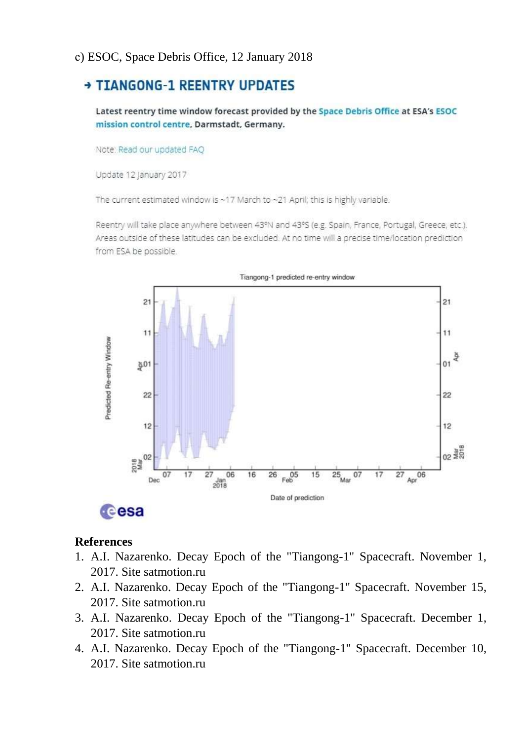c) ESOC, Space Debris Office, 12 January 2018

## → TIANGONG-1 REENTRY UPDATES

**Latest reentry time window forecast provided by the Space Debris Office at ESA's ESOC mission control centre, Darmstadt, Germany.**

Note: Read our updated FAQ

Update 12 January 2017

The current estimated window is ~17 March to ~21 April; this is highly variable.

Reentry will take place anywhere between 43°N and 43°S (e.g. Spain, France, Portugal, Greece, etc.). Areas outside of these latitudes can be excluded. At no time will a precise time/location prediction from ESA be possible.

Tiangong-1 predicted re-entry window

## References

1. A.I. Nazarenko. Decay Epoch of the "Tiangong-1" Spacecraft. November 1, 2017. Site satmotion.ru
2. A.I. Nazarenko. Decay Epoch of the "Tiangong-1" Spacecraft. November 15, 2017. Site satmotion.ru
3. A.I. Nazarenko. Decay Epoch of the "Tiangong-1" Spacecraft. December 1, 2017. Site satmotion.ru
4. A.I. Nazarenko. Decay Epoch of the "Tiangong-1" Spacecraft. December 10, 2017. Site satmotion.ru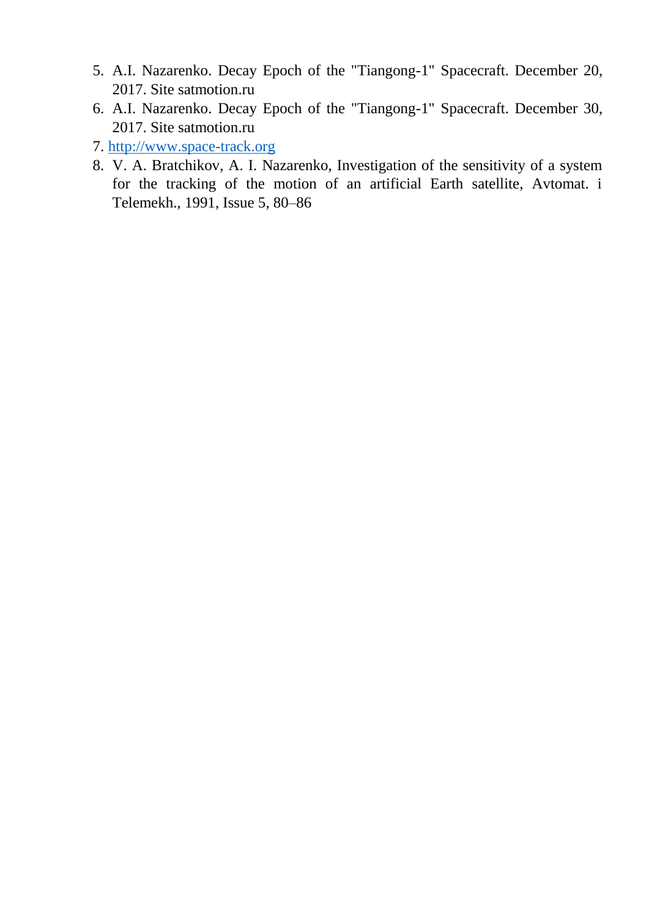5. A.I. Nazarenko. Decay Epoch of the "Tiangong-1" Spacecraft. December 20, 2017. Site satmotion.ru
6. A.I. Nazarenko. Decay Epoch of the "Tiangong-1" Spacecraft. December 30, 2017. Site satmotion.ru
7. http://www.space-track.org
8. V. A. Bratchikov, A. I. Nazarenko, Investigation of the sensitivity of a system for the tracking of the motion of an artificial Earth satellite, Avtomat. i Telemekh., 1991, Issue 5, 80–86